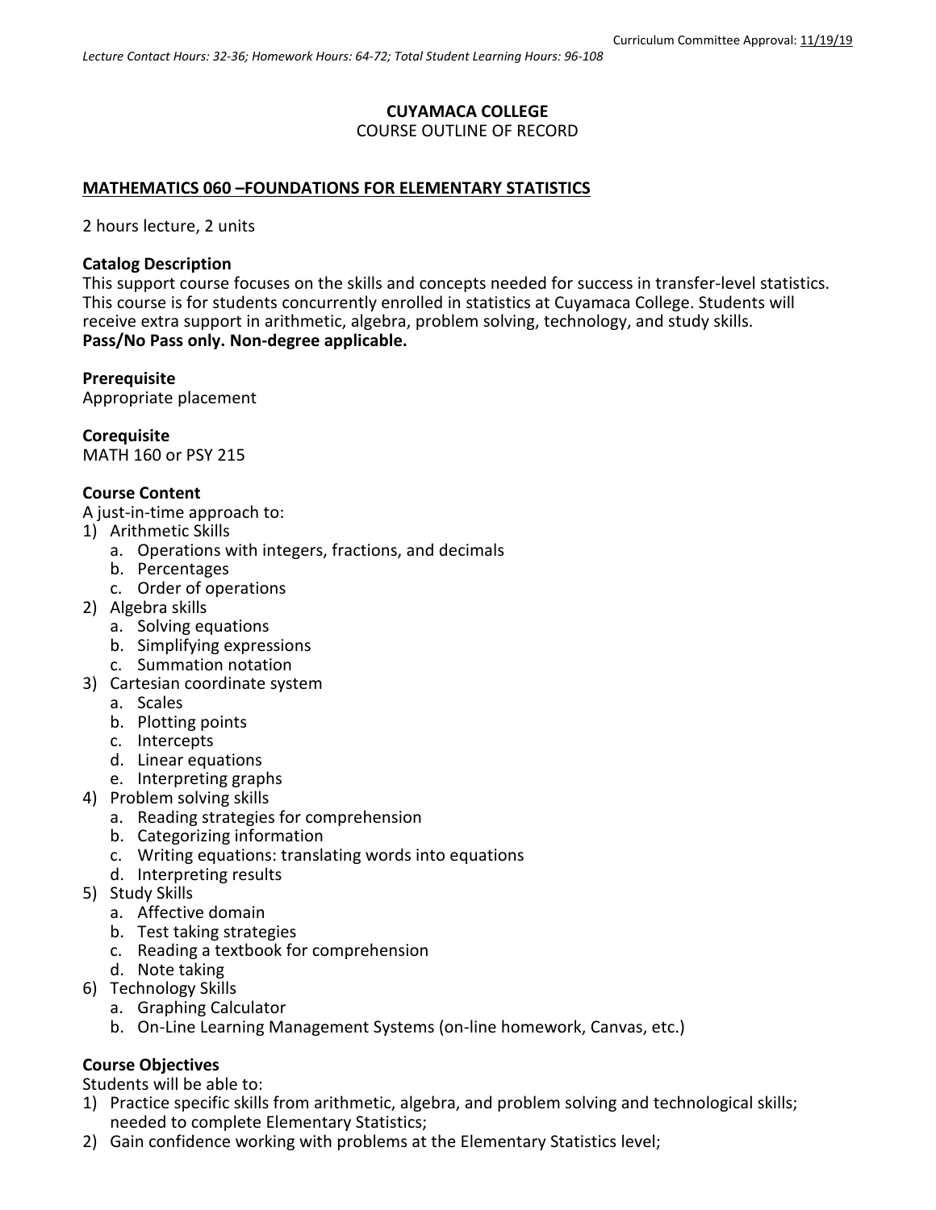Curriculum Committee Approval: 11/19/19

*Lecture Contact Hours: 32-36; Homework Hours: 64-72; Total Student Learning Hours: 96-108*

**CUYAMACA COLLEGE**
COURSE OUTLINE OF RECORD

**MATHEMATICS 060 –FOUNDATIONS FOR ELEMENTARY STATISTICS**

2 hours lecture, 2 units

**Catalog Description**
This support course focuses on the skills and concepts needed for success in transfer-level statistics. This course is for students concurrently enrolled in statistics at Cuyamaca College. Students will receive extra support in arithmetic, algebra, problem solving, technology, and study skills.
**Pass/No Pass only. Non-degree applicable.**

**Prerequisite**
Appropriate placement

**Corequisite**
MATH 160 or PSY 215

**Course Content**
A just-in-time approach to:

1) Arithmetic Skills
   a. Operations with integers, fractions, and decimals
   b. Percentages
   c. Order of operations
2) Algebra skills
   a. Solving equations
   b. Simplifying expressions
   c. Summation notation
3) Cartesian coordinate system
   a. Scales
   b. Plotting points
   c. Intercepts
   d. Linear equations
   e. Interpreting graphs
4) Problem solving skills
   a. Reading strategies for comprehension
   b. Categorizing information
   c. Writing equations: translating words into equations
   d. Interpreting results
5) Study Skills
   a. Affective domain
   b. Test taking strategies
   c. Reading a textbook for comprehension
   d. Note taking
6) Technology Skills
   a. Graphing Calculator
   b. On-Line Learning Management Systems (on-line homework, Canvas, etc.)

**Course Objectives**
Students will be able to:

1) Practice specific skills from arithmetic, algebra, and problem solving and technological skills; needed to complete Elementary Statistics;
2) Gain confidence working with problems at the Elementary Statistics level;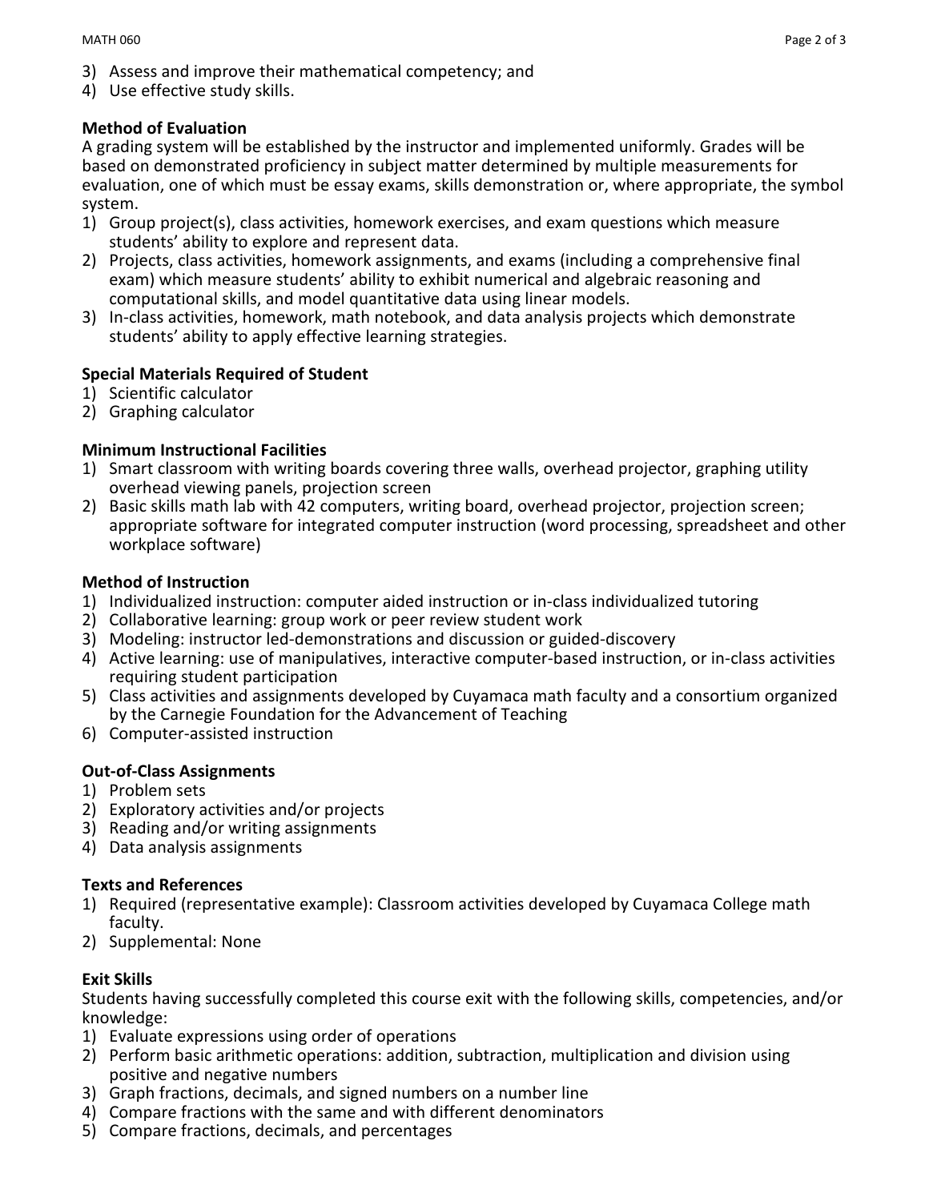3) Assess and improve their mathematical competency; and
4) Use effective study skills.

**Method of Evaluation**

A grading system will be established by the instructor and implemented uniformly. Grades will be based on demonstrated proficiency in subject matter determined by multiple measurements for evaluation, one of which must be essay exams, skills demonstration or, where appropriate, the symbol system.

1) Group project(s), class activities, homework exercises, and exam questions which measure students' ability to explore and represent data.
2) Projects, class activities, homework assignments, and exams (including a comprehensive final exam) which measure students' ability to exhibit numerical and algebraic reasoning and computational skills, and model quantitative data using linear models.
3) In-class activities, homework, math notebook, and data analysis projects which demonstrate students' ability to apply effective learning strategies.

**Special Materials Required of Student**

1) Scientific calculator
2) Graphing calculator

**Minimum Instructional Facilities**

1) Smart classroom with writing boards covering three walls, overhead projector, graphing utility overhead viewing panels, projection screen
2) Basic skills math lab with 42 computers, writing board, overhead projector, projection screen; appropriate software for integrated computer instruction (word processing, spreadsheet and other workplace software)

**Method of Instruction**

1) Individualized instruction: computer aided instruction or in-class individualized tutoring
2) Collaborative learning: group work or peer review student work
3) Modeling: instructor led-demonstrations and discussion or guided-discovery
4) Active learning: use of manipulatives, interactive computer-based instruction, or in-class activities requiring student participation
5) Class activities and assignments developed by Cuyamaca math faculty and a consortium organized by the Carnegie Foundation for the Advancement of Teaching
6) Computer-assisted instruction

**Out-of-Class Assignments**

1) Problem sets
2) Exploratory activities and/or projects
3) Reading and/or writing assignments
4) Data analysis assignments

**Texts and References**

1) Required (representative example): Classroom activities developed by Cuyamaca College math faculty.
2) Supplemental: None

**Exit Skills**

Students having successfully completed this course exit with the following skills, competencies, and/or knowledge:

1) Evaluate expressions using order of operations
2) Perform basic arithmetic operations: addition, subtraction, multiplication and division using positive and negative numbers
3) Graph fractions, decimals, and signed numbers on a number line
4) Compare fractions with the same and with different denominators
5) Compare fractions, decimals, and percentages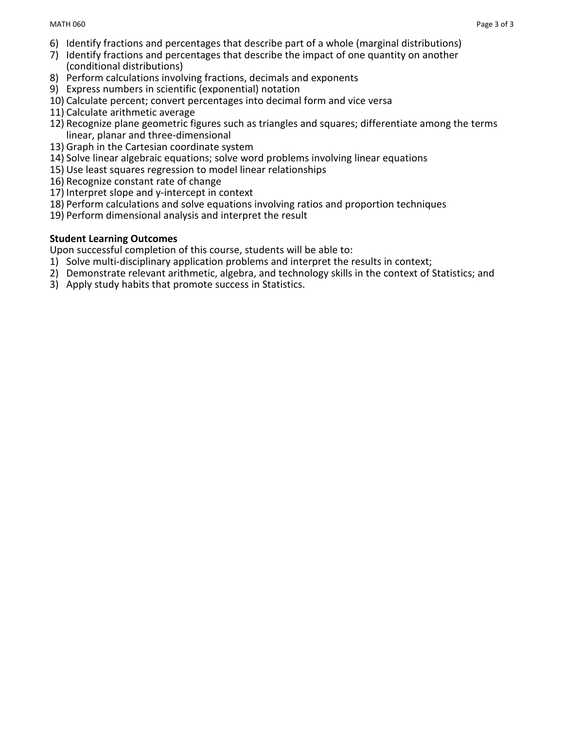6) Identify fractions and percentages that describe part of a whole (marginal distributions)
7) Identify fractions and percentages that describe the impact of one quantity on another (conditional distributions)
8) Perform calculations involving fractions, decimals and exponents
9) Express numbers in scientific (exponential) notation
10) Calculate percent; convert percentages into decimal form and vice versa
11) Calculate arithmetic average
12) Recognize plane geometric figures such as triangles and squares; differentiate among the terms linear, planar and three-dimensional
13) Graph in the Cartesian coordinate system
14) Solve linear algebraic equations; solve word problems involving linear equations
15) Use least squares regression to model linear relationships
16) Recognize constant rate of change
17) Interpret slope and y-intercept in context
18) Perform calculations and solve equations involving ratios and proportion techniques
19) Perform dimensional analysis and interpret the result

**Student Learning Outcomes**

Upon successful completion of this course, students will be able to:

1) Solve multi-disciplinary application problems and interpret the results in context;
2) Demonstrate relevant arithmetic, algebra, and technology skills in the context of Statistics; and
3) Apply study habits that promote success in Statistics.